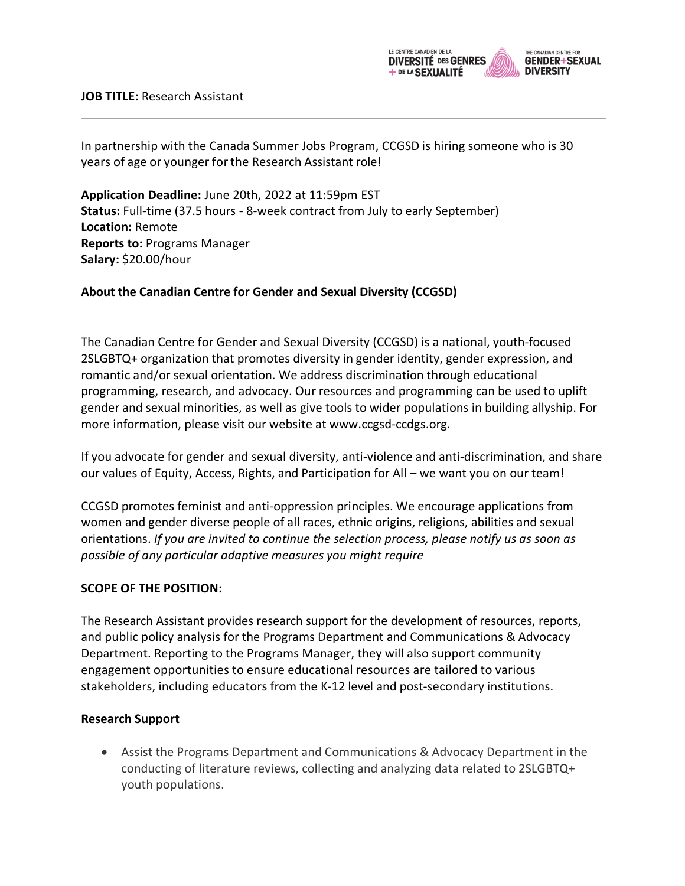**JOB TITLE:** Research Assistant

In partnership with the Canada Summer Jobs Program, CCGSD is hiring someone who is 30 years of age or younger for the Research Assistant role!

**Application Deadline:** June 20th, 2022 at 11:59pm EST
**Status:** Full-time (37.5 hours - 8-week contract from July to early September)
**Location:** Remote
**Reports to:** Programs Manager
**Salary:** $20.00/hour

## About the Canadian Centre for Gender and Sexual Diversity (CCGSD)

The Canadian Centre for Gender and Sexual Diversity (CCGSD) is a national, youth-focused 2SLGBTQ+ organization that promotes diversity in gender identity, gender expression, and romantic and/or sexual orientation. We address discrimination through educational programming, research, and advocacy. Our resources and programming can be used to uplift gender and sexual minorities, as well as give tools to wider populations in building allyship. For more information, please visit our website at www.ccgsd-ccdgs.org.

If you advocate for gender and sexual diversity, anti-violence and anti-discrimination, and share our values of Equity, Access, Rights, and Participation for All – we want you on our team!

CCGSD promotes feminist and anti-oppression principles. We encourage applications from women and gender diverse people of all races, ethnic origins, religions, abilities and sexual orientations. *If you are invited to continue the selection process, please notify us as soon as possible of any particular adaptive measures you might require*

## SCOPE OF THE POSITION:

The Research Assistant provides research support for the development of resources, reports, and public policy analysis for the Programs Department and Communications & Advocacy Department. Reporting to the Programs Manager, they will also support community engagement opportunities to ensure educational resources are tailored to various stakeholders, including educators from the K-12 level and post-secondary institutions.

### Research Support

- Assist the Programs Department and Communications & Advocacy Department in the conducting of literature reviews, collecting and analyzing data related to 2SLGBTQ+ youth populations.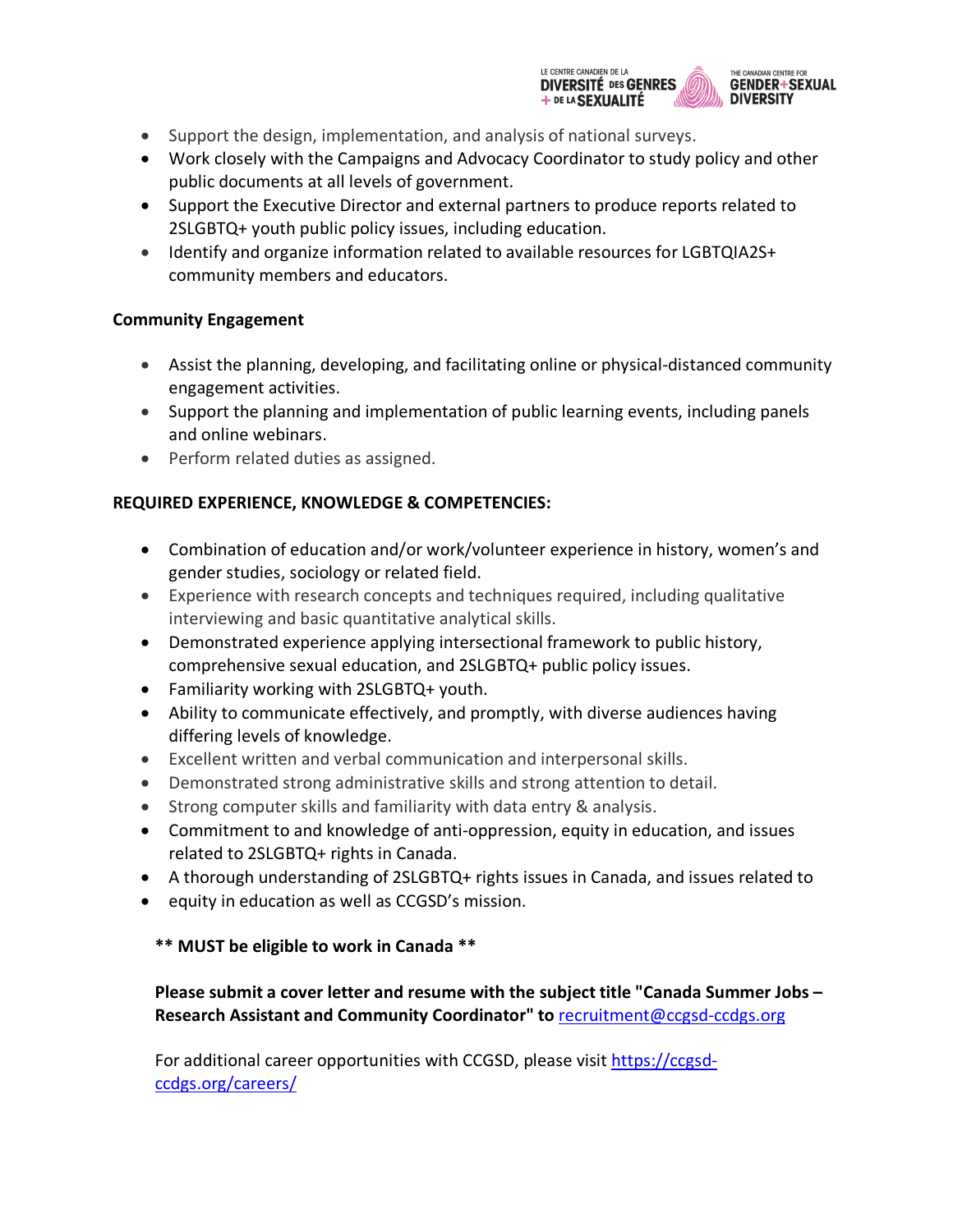- Support the design, implementation, and analysis of national surveys.
- Work closely with the Campaigns and Advocacy Coordinator to study policy and other public documents at all levels of government.
- Support the Executive Director and external partners to produce reports related to 2SLGBTQ+ youth public policy issues, including education.
- Identify and organize information related to available resources for LGBTQIA2S+ community members and educators.

**Community Engagement**

- Assist the planning, developing, and facilitating online or physical-distanced community engagement activities.
- Support the planning and implementation of public learning events, including panels and online webinars.
- Perform related duties as assigned.

**REQUIRED EXPERIENCE, KNOWLEDGE & COMPETENCIES:**

- Combination of education and/or work/volunteer experience in history, women's and gender studies, sociology or related field.
- Experience with research concepts and techniques required, including qualitative interviewing and basic quantitative analytical skills.
- Demonstrated experience applying intersectional framework to public history, comprehensive sexual education, and 2SLGBTQ+ public policy issues.
- Familiarity working with 2SLGBTQ+ youth.
- Ability to communicate effectively, and promptly, with diverse audiences having differing levels of knowledge.
- Excellent written and verbal communication and interpersonal skills.
- Demonstrated strong administrative skills and strong attention to detail.
- Strong computer skills and familiarity with data entry & analysis.
- Commitment to and knowledge of anti-oppression, equity in education, and issues related to 2SLGBTQ+ rights in Canada.
- A thorough understanding of 2SLGBTQ+ rights issues in Canada, and issues related to
- equity in education as well as CCGSD's mission.

**** MUST be eligible to work in Canada ****

**Please submit a cover letter and resume with the subject title "Canada Summer Jobs – Research Assistant and Community Coordinator" to** recruitment@ccgsd-ccdgs.org

For additional career opportunities with CCGSD, please visit https://ccgsd-ccdgs.org/careers/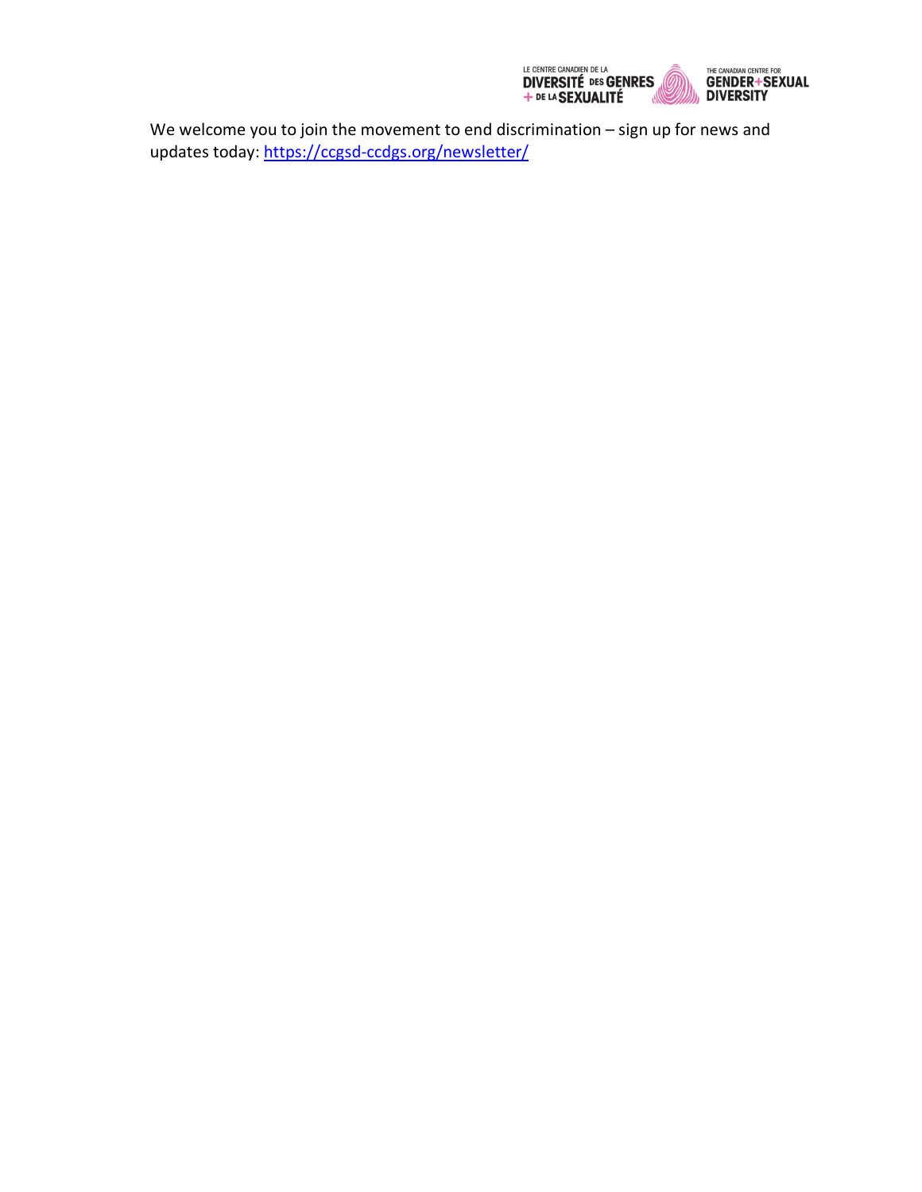We welcome you to join the movement to end discrimination – sign up for news and updates today: [https://ccgsd-ccdgs.org/newsletter/](https://ccgsd-ccdgs.org/newsletter/)